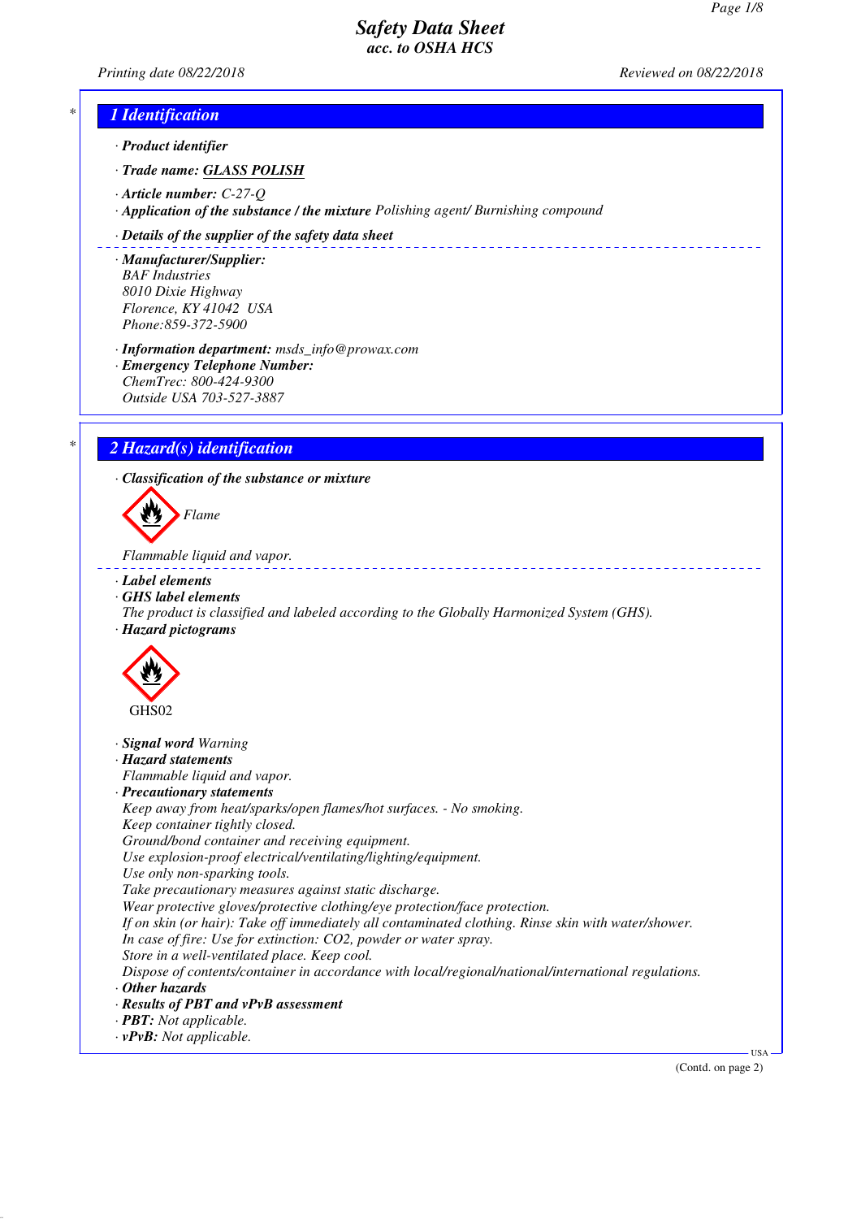# Safety Data Sheet
## acc. to OSHA HCS

Printing date 08/22/2018 | Reviewed on 08/22/2018

## 1 Identification

· **Product identifier**

· **Trade name:** GLASS POLISH

· **Article number:** C-27-Q

· **Application of the substance / the mixture** Polishing agent/ Burnishing compound

· **Details of the supplier of the safety data sheet**

· **Manufacturer/Supplier:**
BAF Industries
8010 Dixie Highway
Florence, KY 41042 USA
Phone:859-372-5900

· **Information department:** msds_info@prowax.com

· **Emergency Telephone Number:**
ChemTrec: 800-424-9300
Outside USA 703-527-3887

## 2 Hazard(s) identification

· **Classification of the substance or mixture**

Flame

Flammable liquid and vapor.

· **Label elements**

· **GHS label elements**
The product is classified and labeled according to the Globally Harmonized System (GHS).

· **Hazard pictograms**

GHS02

· **Signal word** Warning

· **Hazard statements**
Flammable liquid and vapor.

· **Precautionary statements**
Keep away from heat/sparks/open flames/hot surfaces. - No smoking.
Keep container tightly closed.
Ground/bond container and receiving equipment.
Use explosion-proof electrical/ventilating/lighting/equipment.
Use only non-sparking tools.
Take precautionary measures against static discharge.
Wear protective gloves/protective clothing/eye protection/face protection.
If on skin (or hair): Take off immediately all contaminated clothing. Rinse skin with water/shower.
In case of fire: Use for extinction: $CO_2$, powder or water spray.
Store in a well-ventilated place. Keep cool.
Dispose of contents/container in accordance with local/regional/national/international regulations.

· **Other hazards**

· **Results of PBT and vPvB assessment**

· **PBT:** Not applicable.

· **vPvB:** Not applicable.

(Contd. on page 2)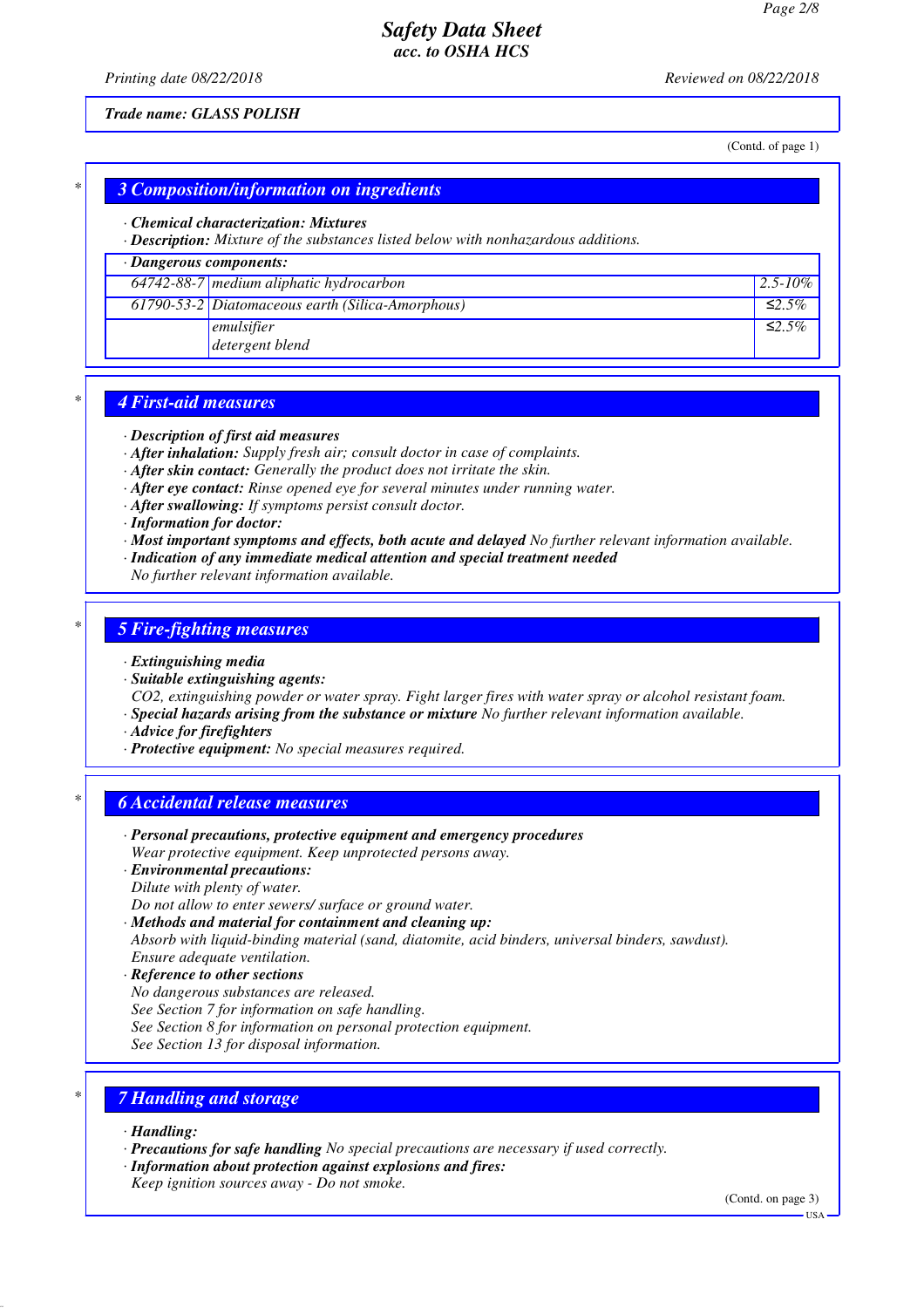*Trade name: GLASS POLISH*

(Contd. of page 1)

## 3 Composition/information on ingredients

· **Chemical characterization: Mixtures**
· **Description:** Mixture of the substances listed below with nonhazardous additions.

· **Dangerous components:**

| | | |
|---|---|---|
| 64742-88-7 | medium aliphatic hydrocarbon | 2.5-10% |
| 61790-53-2 | Diatomaceous earth (Silica-Amorphous) | ≤2.5% |
| | emulsifier<br>detergent blend | ≤2.5% |

## 4 First-aid measures

· **Description of first aid measures**
· **After inhalation:** Supply fresh air; consult doctor in case of complaints.
· **After skin contact:** Generally the product does not irritate the skin.
· **After eye contact:** Rinse opened eye for several minutes under running water.
· **After swallowing:** If symptoms persist consult doctor.
· **Information for doctor:**
· **Most important symptoms and effects, both acute and delayed** No further relevant information available.
· **Indication of any immediate medical attention and special treatment needed**
No further relevant information available.

## 5 Fire-fighting measures

· **Extinguishing media**
· **Suitable extinguishing agents:**
$CO_2$, extinguishing powder or water spray. Fight larger fires with water spray or alcohol resistant foam.
· **Special hazards arising from the substance or mixture** No further relevant information available.
· **Advice for firefighters**
· **Protective equipment:** No special measures required.

## 6 Accidental release measures

· **Personal precautions, protective equipment and emergency procedures**
Wear protective equipment. Keep unprotected persons away.
· **Environmental precautions:**
Dilute with plenty of water.
Do not allow to enter sewers/ surface or ground water.
· **Methods and material for containment and cleaning up:**
Absorb with liquid-binding material (sand, diatomite, acid binders, universal binders, sawdust).
Ensure adequate ventilation.
· **Reference to other sections**
No dangerous substances are released.
See Section 7 for information on safe handling.
See Section 8 for information on personal protection equipment.
See Section 13 for disposal information.

## 7 Handling and storage

· **Handling:**
· **Precautions for safe handling** No special precautions are necessary if used correctly.
· **Information about protection against explosions and fires:**
Keep ignition sources away - Do not smoke.

(Contd. on page 3)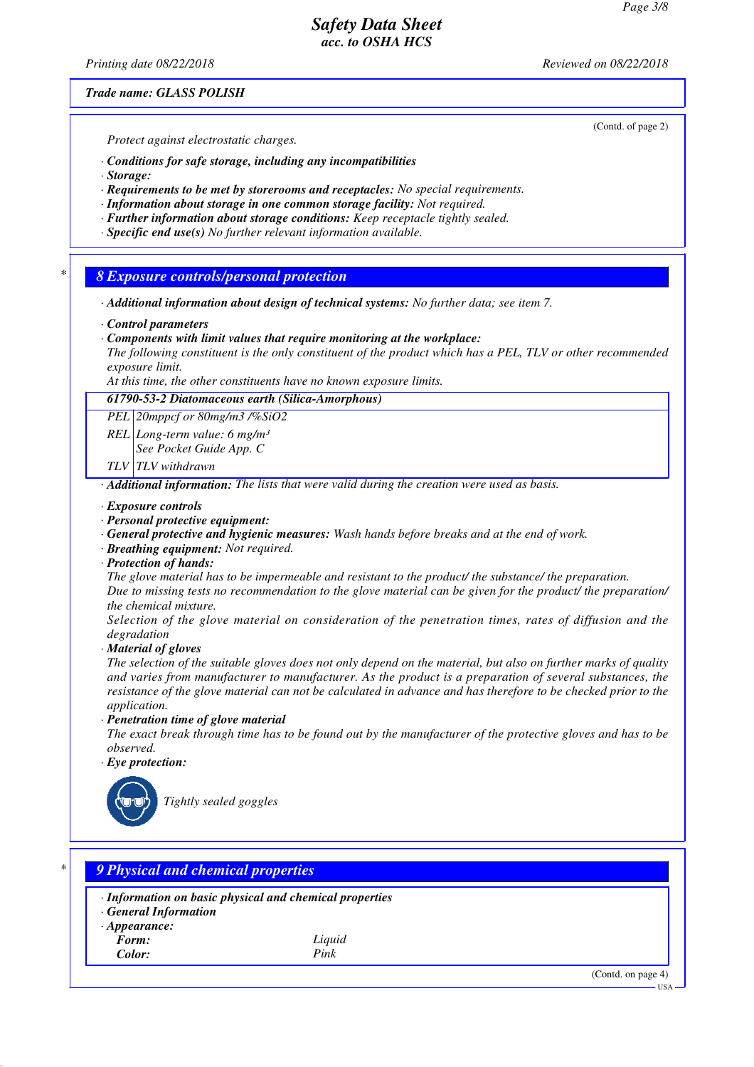Trade name: GLASS POLISH

(Contd. of page 2)

Protect against electrostatic charges.

· **Conditions for safe storage, including any incompatibilities**
· **Storage:**
· **Requirements to be met by storerooms and receptacles:** No special requirements.
· **Information about storage in one common storage facility:** Not required.
· **Further information about storage conditions:** Keep receptacle tightly sealed.
· **Specific end use(s)** No further relevant information available.

## 8 Exposure controls/personal protection

· **Additional information about design of technical systems:** No further data; see item 7.

· **Control parameters**
· **Components with limit values that require monitoring at the workplace:**
The following constituent is the only constituent of the product which has a PEL, TLV or other recommended exposure limit.
At this time, the other constituents have no known exposure limits.

| 61790-53-2 Diatomaceous earth (Silica-Amorphous) | |
|---|---|
| PEL | 20mppcf or 80mg/m3 /%SiO2 |
| REL | Long-term value: 6 mg/m³<br>See Pocket Guide App. C |
| TLV | TLV withdrawn |

· **Additional information:** The lists that were valid during the creation were used as basis.

· **Exposure controls**
· **Personal protective equipment:**
· **General protective and hygienic measures:** Wash hands before breaks and at the end of work.
· **Breathing equipment:** Not required.
· **Protection of hands:**
The glove material has to be impermeable and resistant to the product/ the substance/ the preparation.
Due to missing tests no recommendation to the glove material can be given for the product/ the preparation/ the chemical mixture.
Selection of the glove material on consideration of the penetration times, rates of diffusion and the degradation
· **Material of gloves**
The selection of the suitable gloves does not only depend on the material, but also on further marks of quality and varies from manufacturer to manufacturer. As the product is a preparation of several substances, the resistance of the glove material can not be calculated in advance and has therefore to be checked prior to the application.
· **Penetration time of glove material**
The exact break through time has to be found out by the manufacturer of the protective gloves and has to be observed.
· **Eye protection:**

Tightly sealed goggles

## 9 Physical and chemical properties

· **Information on basic physical and chemical properties**
· **General Information**
· **Appearance:**

| | |
|---|---|
| **Form:** | Liquid |
| **Color:** | Pink |

(Contd. on page 4)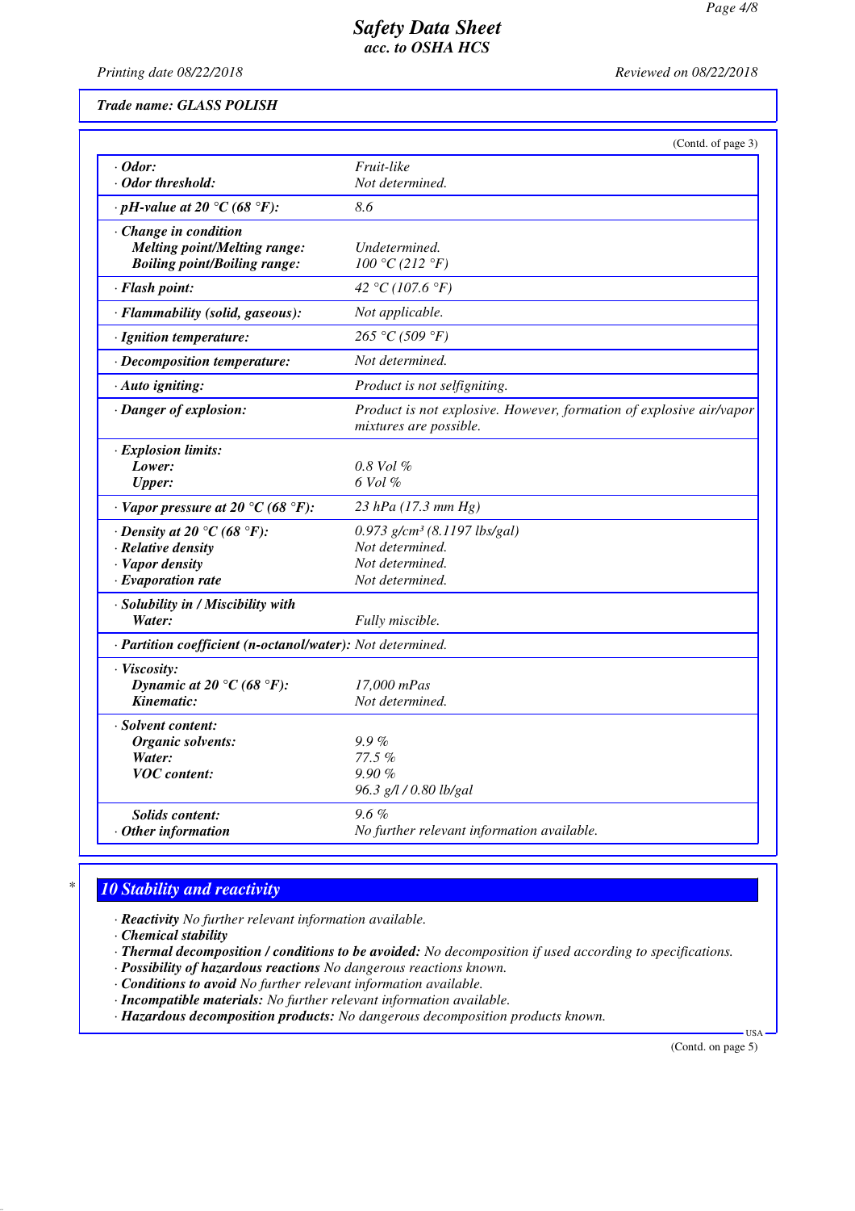**Trade name: GLASS POLISH**

(Contd. of page 3)

| | |
|---|---|
| · **Odor:** | Fruit-like |
| · **Odor threshold:** | Not determined. |
| · **pH-value at 20 °C (68 °F):** | 8.6 |
| · **Change in condition** | |
| **Melting point/Melting range:** | Undetermined. |
| **Boiling point/Boiling range:** | 100 °C (212 °F) |
| · **Flash point:** | 42 °C (107.6 °F) |
| · **Flammability (solid, gaseous):** | Not applicable. |
| · **Ignition temperature:** | 265 °C (509 °F) |
| · **Decomposition temperature:** | Not determined. |
| · **Auto igniting:** | Product is not selfigniting. |
| · **Danger of explosion:** | Product is not explosive. However, formation of explosive air/vapor mixtures are possible. |
| · **Explosion limits:** | |
| **Lower:** | 0.8 Vol % |
| **Upper:** | 6 Vol % |
| · **Vapor pressure at 20 °C (68 °F):** | 23 hPa (17.3 mm Hg) |
| · **Density at 20 °C (68 °F):** | 0.973 g/cm³ (8.1197 lbs/gal) |
| · **Relative density** | Not determined. |
| · **Vapor density** | Not determined. |
| · **Evaporation rate** | Not determined. |
| · **Solubility in / Miscibility with** | |
| **Water:** | Fully miscible. |
| · **Partition coefficient (n-octanol/water):** | Not determined. |
| · **Viscosity:** | |
| **Dynamic at 20 °C (68 °F):** | 17,000 mPas |
| **Kinematic:** | Not determined. |
| · **Solvent content:** | |
| **Organic solvents:** | 9.9 % |
| **Water:** | 77.5 % |
| **VOC content:** | 9.90 % |
| | 96.3 g/l / 0.80 lb/gal |
| **Solids content:** | 9.6 % |
| · **Other information** | No further relevant information available. |

## 10 Stability and reactivity

· **Reactivity** No further relevant information available.
· **Chemical stability**
· **Thermal decomposition / conditions to be avoided:** No decomposition if used according to specifications.
· **Possibility of hazardous reactions** No dangerous reactions known.
· **Conditions to avoid** No further relevant information available.
· **Incompatible materials:** No further relevant information available.
· **Hazardous decomposition products:** No dangerous decomposition products known.

(Contd. on page 5)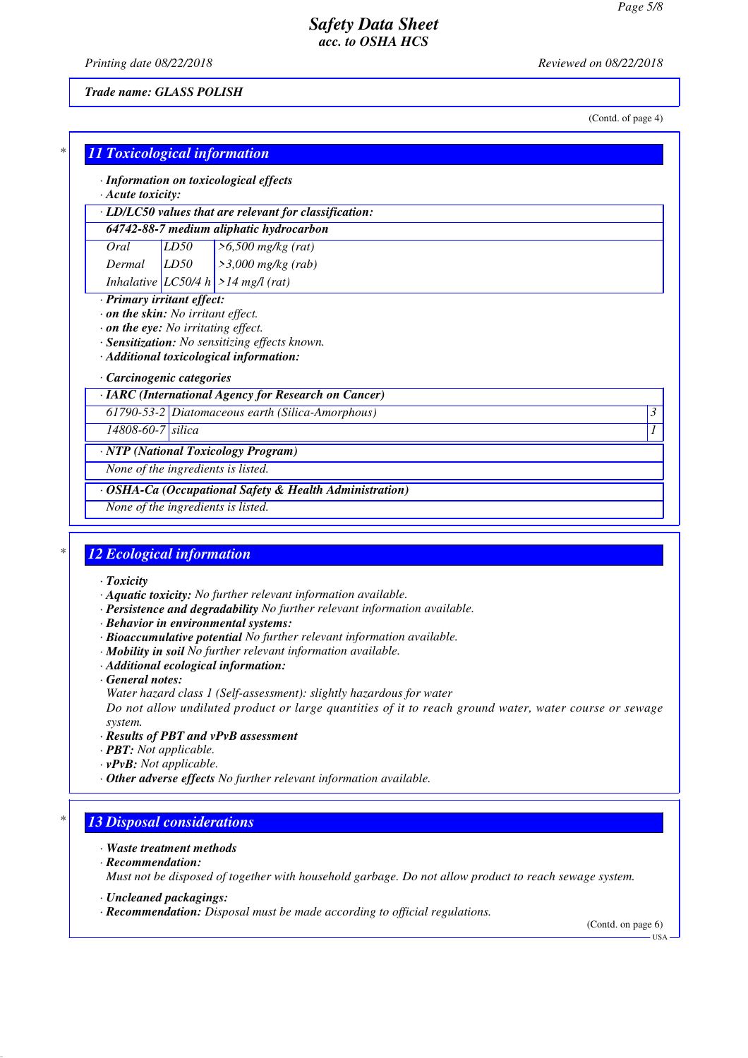Trade name: GLASS POLISH

(Contd. of page 4)

## 11 Toxicological information

· **Information on toxicological effects**
· **Acute toxicity:**

| · LD/LC50 values that are relevant for classification: | | |
|---|---|---|
| **64742-88-7 medium aliphatic hydrocarbon** | | |
| Oral | LD50 | >6,500 mg/kg (rat) |
| Dermal | LD50 | >3,000 mg/kg (rab) |
| Inhalative | LC50/4 h | >14 mg/l (rat) |

· **Primary irritant effect:**
· **on the skin:** No irritant effect.
· **on the eye:** No irritating effect.
· **Sensitization:** No sensitizing effects known.
· **Additional toxicological information:**

· **Carcinogenic categories**

| · IARC (International Agency for Research on Cancer) | | |
|---|---|---|
| 61790-53-2 | Diatomaceous earth (Silica-Amorphous) | 3 |
| 14808-60-7 | silica | 1 |

· **NTP (National Toxicology Program)**

None of the ingredients is listed.

· **OSHA-Ca (Occupational Safety & Health Administration)**

None of the ingredients is listed.

## 12 Ecological information

· **Toxicity**
· **Aquatic toxicity:** No further relevant information available.
· **Persistence and degradability** No further relevant information available.
· **Behavior in environmental systems:**
· **Bioaccumulative potential** No further relevant information available.
· **Mobility in soil** No further relevant information available.
· **Additional ecological information:**
· **General notes:**
Water hazard class 1 (Self-assessment): slightly hazardous for water
Do not allow undiluted product or large quantities of it to reach ground water, water course or sewage system.
· **Results of PBT and vPvB assessment**
· **PBT:** Not applicable.
· **vPvB:** Not applicable.
· **Other adverse effects** No further relevant information available.

## 13 Disposal considerations

· **Waste treatment methods**
· **Recommendation:**
Must not be disposed of together with household garbage. Do not allow product to reach sewage system.

· **Uncleaned packagings:**
· **Recommendation:** Disposal must be made according to official regulations.

(Contd. on page 6)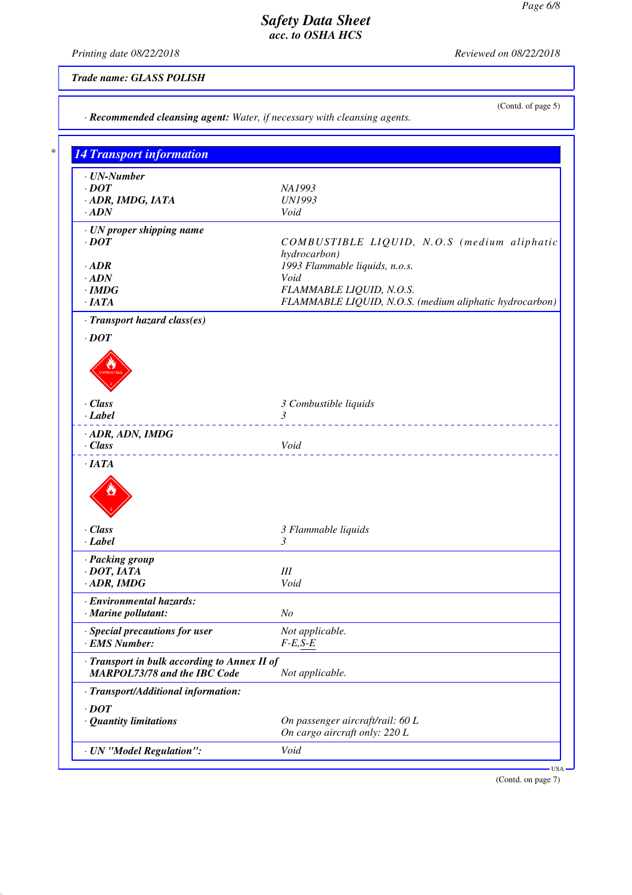Trade name: GLASS POLISH

(Contd. of page 5)

· **Recommended cleansing agent:** Water, if necessary with cleansing agents.

## 14 Transport information

| | |
|---|---|
| · **UN-Number** | |
| · **DOT** | NA1993 |
| · **ADR, IMDG, IATA** | UN1993 |
| · **ADN** | Void |
| · **UN proper shipping name** | |
| · **DOT** | COMBUSTIBLE LIQUID, N.O.S (medium aliphatic hydrocarbon) |
| · **ADR** | 1993 Flammable liquids, n.o.s. |
| · **ADN** | Void |
| · **IMDG** | FLAMMABLE LIQUID, N.O.S. |
| · **IATA** | FLAMMABLE LIQUID, N.O.S. (medium aliphatic hydrocarbon) |
| · **Transport hazard class(es)** | |
| · **DOT** | |
| · **Class** | 3 Combustible liquids |
| · **Label** | 3 |
| · **ADR, ADN, IMDG** | |
| · **Class** | Void |
| · **IATA** | |
| · **Class** | 3 Flammable liquids |
| · **Label** | 3 |
| · **Packing group** | |
| · **DOT, IATA** | III |
| · **ADR, IMDG** | Void |
| · **Environmental hazards:** | |
| · **Marine pollutant:** | No |
| · **Special precautions for user** | Not applicable. |
| · **EMS Number:** | F-E,S-E |
| · **Transport in bulk according to Annex II of MARPOL73/78 and the IBC Code** | Not applicable. |
| · **Transport/Additional information:** | |
| · **DOT** | |
| · **Quantity limitations** | On passenger aircraft/rail: 60 L<br>On cargo aircraft only: 220 L |
| · **UN "Model Regulation":** | Void |

(Contd. on page 7)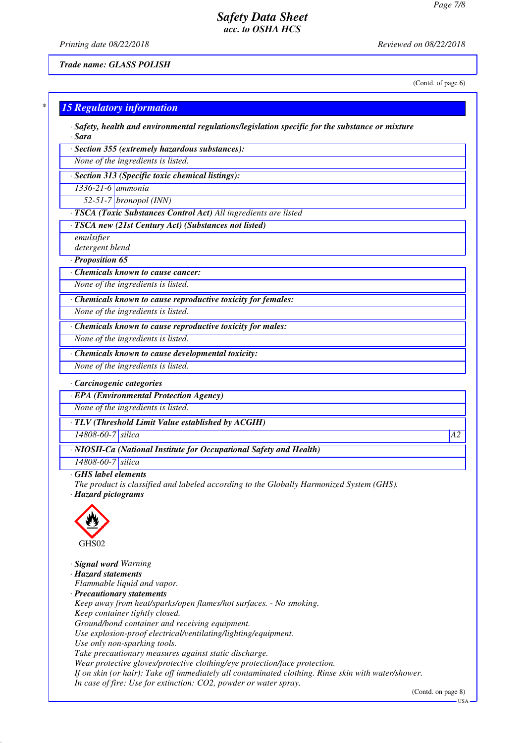*Trade name: GLASS POLISH*

(Contd. of page 6)

## 15 Regulatory information

· **Safety, health and environmental regulations/legislation specific for the substance or mixture**
· **Sara**

· **Section 355 (extremely hazardous substances):**
None of the ingredients is listed.

· **Section 313 (Specific toxic chemical listings):**

| | |
|---|---|
| 1336-21-6 | ammonia |
| 52-51-7 | bronopol (INN) |

· **TSCA (Toxic Substances Control Act)** All ingredients are listed

· **TSCA new (21st Century Act) (Substances not listed)**
emulsifier
detergent blend

· **Proposition 65**

· **Chemicals known to cause cancer:**
None of the ingredients is listed.

· **Chemicals known to cause reproductive toxicity for females:**
None of the ingredients is listed.

· **Chemicals known to cause reproductive toxicity for males:**
None of the ingredients is listed.

· **Chemicals known to cause developmental toxicity:**
None of the ingredients is listed.

· **Carcinogenic categories**

· **EPA (Environmental Protection Agency)**
None of the ingredients is listed.

· **TLV (Threshold Limit Value established by ACGIH)**

| | | |
|---|---|---|
| 14808-60-7 | silica | A2 |

· **NIOSH-Ca (National Institute for Occupational Safety and Health)**

| | |
|---|---|
| 14808-60-7 | silica |

· **GHS label elements**
The product is classified and labeled according to the Globally Harmonized System (GHS).
· **Hazard pictograms**

GHS02

· **Signal word** Warning
· **Hazard statements**
Flammable liquid and vapor.
· **Precautionary statements**
Keep away from heat/sparks/open flames/hot surfaces. - No smoking.
Keep container tightly closed.
Ground/bond container and receiving equipment.
Use explosion-proof electrical/ventilating/lighting/equipment.
Use only non-sparking tools.
Take precautionary measures against static discharge.
Wear protective gloves/protective clothing/eye protection/face protection.
If on skin (or hair): Take off immediately all contaminated clothing. Rinse skin with water/shower.
In case of fire: Use for extinction: $CO_2$, powder or water spray.

(Contd. on page 8)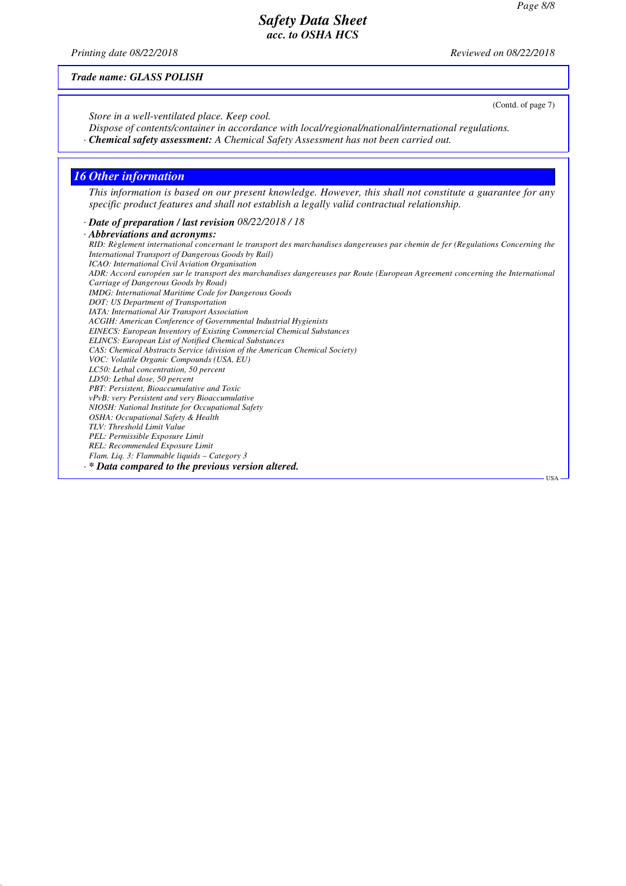*Trade name: GLASS POLISH*

(Contd. of page 7)

*Store in a well-ventilated place. Keep cool.*
*Dispose of contents/container in accordance with local/regional/national/international regulations.*
· ***Chemical safety assessment:*** *A Chemical Safety Assessment has not been carried out.*

## *16 Other information*

*This information is based on our present knowledge. However, this shall not constitute a guarantee for any specific product features and shall not establish a legally valid contractual relationship.*

· ***Date of preparation / last revision*** *08/22/2018 / 18*
· ***Abbreviations and acronyms:***
*RID: Règlement international concernant le transport des marchandises dangereuses par chemin de fer (Regulations Concerning the International Transport of Dangerous Goods by Rail)*
*ICAO: International Civil Aviation Organisation*
*ADR: Accord européen sur le transport des marchandises dangereuses par Route (European Agreement concerning the International Carriage of Dangerous Goods by Road)*
*IMDG: International Maritime Code for Dangerous Goods*
*DOT: US Department of Transportation*
*IATA: International Air Transport Association*
*ACGIH: American Conference of Governmental Industrial Hygienists*
*EINECS: European Inventory of Existing Commercial Chemical Substances*
*ELINCS: European List of Notified Chemical Substances*
*CAS: Chemical Abstracts Service (division of the American Chemical Society)*
*VOC: Volatile Organic Compounds (USA, EU)*
*LC50: Lethal concentration, 50 percent*
*LD50: Lethal dose, 50 percent*
*PBT: Persistent, Bioaccumulative and Toxic*
*vPvB: very Persistent and very Bioaccumulative*
*NIOSH: National Institute for Occupational Safety*
*OSHA: Occupational Safety & Health*
*TLV: Threshold Limit Value*
*PEL: Permissible Exposure Limit*
*REL: Recommended Exposure Limit*
*Flam. Liq. 3: Flammable liquids – Category 3*
· ***\* Data compared to the previous version altered.***

USA